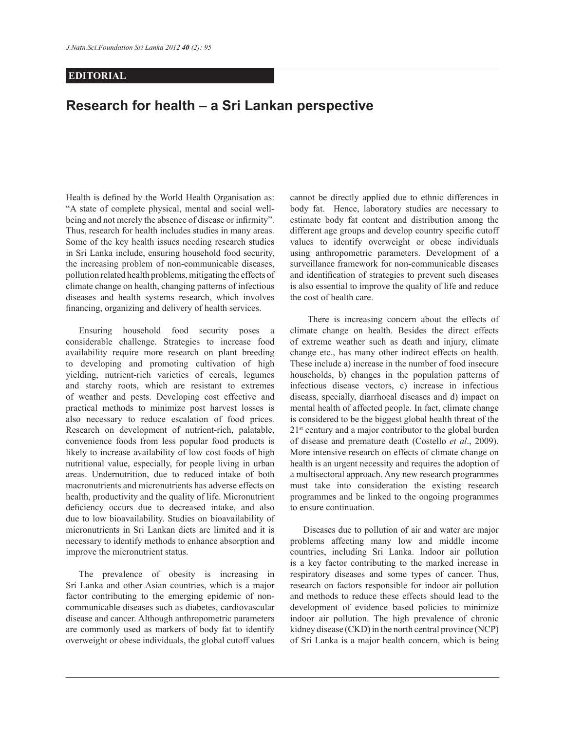EDITORIAL

# Research for health – a Sri Lankan perspective

Health is defined by the World Health Organisation as: "A state of complete physical, mental and social well-being and not merely the absence of disease or infirmity". Thus, research for health includes studies in many areas. Some of the key health issues needing research studies in Sri Lanka include, ensuring household food security, the increasing problem of non-communicable diseases, pollution related health problems, mitigating the effects of climate change on health, changing patterns of infectious diseases and health systems research, which involves financing, organizing and delivery of health services.

Ensuring household food security poses a considerable challenge. Strategies to increase food availability require more research on plant breeding to developing and promoting cultivation of high yielding, nutrient-rich varieties of cereals, legumes and starchy roots, which are resistant to extremes of weather and pests. Developing cost effective and practical methods to minimize post harvest losses is also necessary to reduce escalation of food prices. Research on development of nutrient-rich, palatable, convenience foods from less popular food products is likely to increase availability of low cost foods of high nutritional value, especially, for people living in urban areas. Undernutrition, due to reduced intake of both macronutrients and micronutrients has adverse effects on health, productivity and the quality of life. Micronutrient deficiency occurs due to decreased intake, and also due to low bioavailability. Studies on bioavailability of micronutrients in Sri Lankan diets are limited and it is necessary to identify methods to enhance absorption and improve the micronutrient status.

The prevalence of obesity is increasing in Sri Lanka and other Asian countries, which is a major factor contributing to the emerging epidemic of non-communicable diseases such as diabetes, cardiovascular disease and cancer. Although anthropometric parameters are commonly used as markers of body fat to identify overweight or obese individuals, the global cutoff values cannot be directly applied due to ethnic differences in body fat. Hence, laboratory studies are necessary to estimate body fat content and distribution among the different age groups and develop country specific cutoff values to identify overweight or obese individuals using anthropometric parameters. Development of a surveillance framework for non-communicable diseases and identification of strategies to prevent such diseases is also essential to improve the quality of life and reduce the cost of health care.

There is increasing concern about the effects of climate change on health. Besides the direct effects of extreme weather such as death and injury, climate change etc., has many other indirect effects on health. These include a) increase in the number of food insecure households, b) changes in the population patterns of infectious disease vectors, c) increase in infectious diseass, specially, diarrhoeal diseases and d) impact on mental health of affected people. In fact, climate change is considered to be the biggest global health threat of the 21st century and a major contributor to the global burden of disease and premature death (Costello *et al*., 2009). More intensive research on effects of climate change on health is an urgent necessity and requires the adoption of a multisectoral approach. Any new research programmes must take into consideration the existing research programmes and be linked to the ongoing programmes to ensure continuation.

Diseases due to pollution of air and water are major problems affecting many low and middle income countries, including Sri Lanka. Indoor air pollution is a key factor contributing to the marked increase in respiratory diseases and some types of cancer. Thus, research on factors responsible for indoor air pollution and methods to reduce these effects should lead to the development of evidence based policies to minimize indoor air pollution. The high prevalence of chronic kidney disease (CKD) in the north central province (NCP) of Sri Lanka is a major health concern, which is being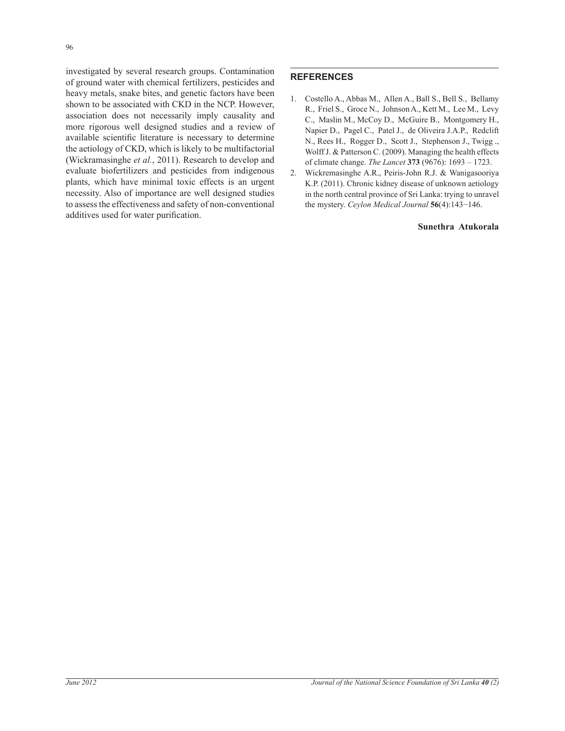investigated by several research groups. Contamination of ground water with chemical fertilizers, pesticides and heavy metals, snake bites, and genetic factors have been shown to be associated with CKD in the NCP. However, association does not necessarily imply causality and more rigorous well designed studies and a review of available scientific literature is necessary to determine the aetiology of CKD, which is likely to be multifactorial (Wickramasinghe *et al.*, 2011). Research to develop and evaluate biofertilizers and pesticides from indigenous plants, which have minimal toxic effects is an urgent necessity. Also of importance are well designed studies to assess the effectiveness and safety of non-conventional additives used for water purification.

## REFERENCES

1. Costello A., Abbas M., Allen A., Ball S., Bell S., Bellamy R., Friel S., Groce N., Johnson A., Kett M., Lee M., Levy C., Maslin M., McCoy D., McGuire B., Montgomery H., Napier D., Pagel C., Patel J., de Oliveira J.A.P., Redclift N., Rees H., Rogger D., Scott J., Stephenson J., Twigg ., Wolff J. & Patterson C. (2009). Managing the health effects of climate change. *The Lancet* **373** (9676): 1693 – 1723.
2. Wickremasinghe A.R., Peiris-John R.J. & Wanigasooriya K.P. (2011). Chronic kidney disease of unknown aetiology in the north central province of Sri Lanka: trying to unravel the mystery. *Ceylon Medical Journal* **56**(4):143−146.

**Sunethra Atukorala**